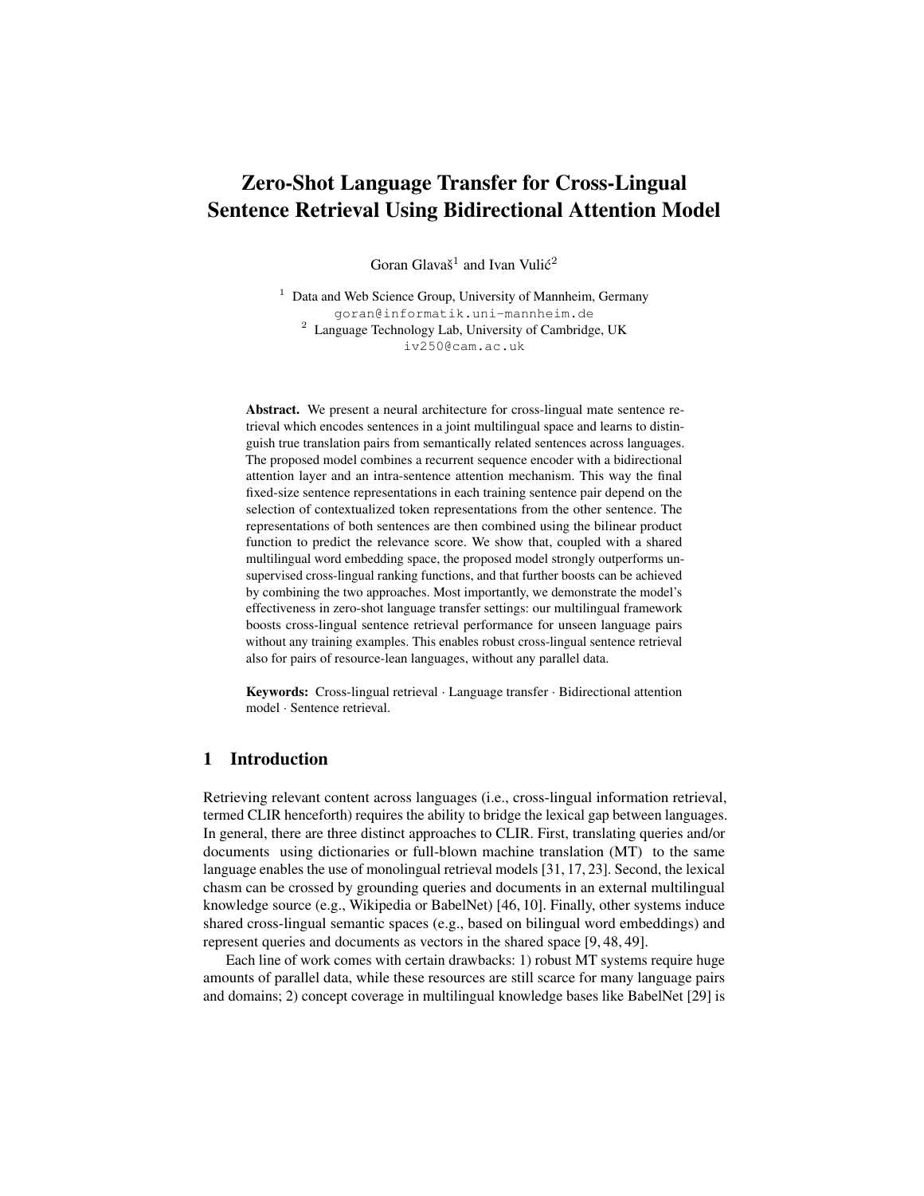# Zero-Shot Language Transfer for Cross-Lingual Sentence Retrieval Using Bidirectional Attention Model

Goran Glavaš[1] and Ivan Vulić[2]

[1] Data and Web Science Group, University of Mannheim, Germany
goran@informatik.uni-mannheim.de
[2] Language Technology Lab, University of Cambridge, UK
iv250@cam.ac.uk

**Abstract.** We present a neural architecture for cross-lingual mate sentence retrieval which encodes sentences in a joint multilingual space and learns to distinguish true translation pairs from semantically related sentences across languages. The proposed model combines a recurrent sequence encoder with a bidirectional attention layer and an intra-sentence attention mechanism. This way the final fixed-size sentence representations in each training sentence pair depend on the selection of contextualized token representations from the other sentence. The representations of both sentences are then combined using the bilinear product function to predict the relevance score. We show that, coupled with a shared multilingual word embedding space, the proposed model strongly outperforms unsupervised cross-lingual ranking functions, and that further boosts can be achieved by combining the two approaches. Most importantly, we demonstrate the model's effectiveness in zero-shot language transfer settings: our multilingual framework boosts cross-lingual sentence retrieval performance for unseen language pairs without any training examples. This enables robust cross-lingual sentence retrieval also for pairs of resource-lean languages, without any parallel data.

**Keywords:** Cross-lingual retrieval · Language transfer · Bidirectional attention model · Sentence retrieval.

## 1 Introduction

Retrieving relevant content across languages (i.e., cross-lingual information retrieval, termed CLIR henceforth) requires the ability to bridge the lexical gap between languages. In general, there are three distinct approaches to CLIR. First, translating queries and/or documents using dictionaries or full-blown machine translation (MT) to the same language enables the use of monolingual retrieval models [31, 17, 23]. Second, the lexical chasm can be crossed by grounding queries and documents in an external multilingual knowledge source (e.g., Wikipedia or BabelNet) [46, 10]. Finally, other systems induce shared cross-lingual semantic spaces (e.g., based on bilingual word embeddings) and represent queries and documents as vectors in the shared space [9, 48, 49].

Each line of work comes with certain drawbacks: 1) robust MT systems require huge amounts of parallel data, while these resources are still scarce for many language pairs and domains; 2) concept coverage in multilingual knowledge bases like BabelNet [29] is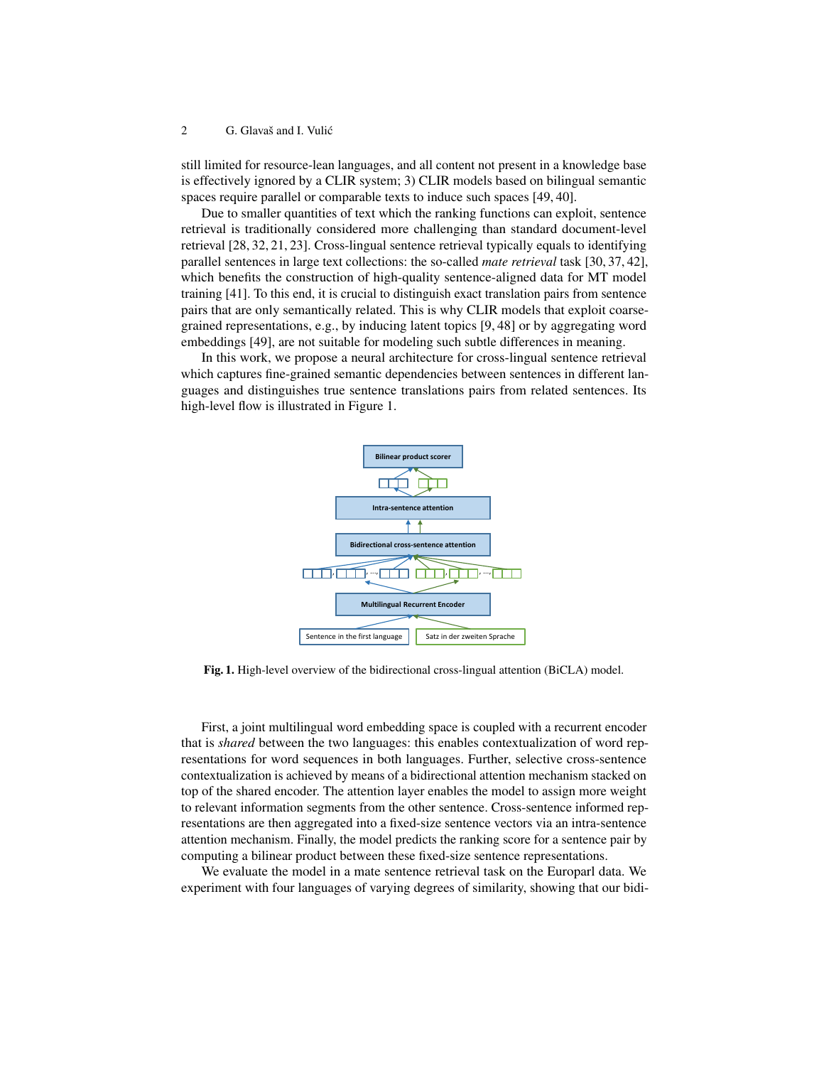still limited for resource-lean languages, and all content not present in a knowledge base is effectively ignored by a CLIR system; 3) CLIR models based on bilingual semantic spaces require parallel or comparable texts to induce such spaces [49, 40].

Due to smaller quantities of text which the ranking functions can exploit, sentence retrieval is traditionally considered more challenging than standard document-level retrieval [28, 32, 21, 23]. Cross-lingual sentence retrieval typically equals to identifying parallel sentences in large text collections: the so-called *mate retrieval* task [30, 37, 42], which benefits the construction of high-quality sentence-aligned data for MT model training [41]. To this end, it is crucial to distinguish exact translation pairs from sentence pairs that are only semantically related. This is why CLIR models that exploit coarse-grained representations, e.g., by inducing latent topics [9, 48] or by aggregating word embeddings [49], are not suitable for modeling such subtle differences in meaning.

In this work, we propose a neural architecture for cross-lingual sentence retrieval which captures fine-grained semantic dependencies between sentences in different languages and distinguishes true sentence translations pairs from related sentences. Its high-level flow is illustrated in Figure 1.

**Fig. 1.** High-level overview of the bidirectional cross-lingual attention (BiCLA) model.

First, a joint multilingual word embedding space is coupled with a recurrent encoder that is *shared* between the two languages: this enables contextualization of word representations for word sequences in both languages. Further, selective cross-sentence contextualization is achieved by means of a bidirectional attention mechanism stacked on top of the shared encoder. The attention layer enables the model to assign more weight to relevant information segments from the other sentence. Cross-sentence informed representations are then aggregated into a fixed-size sentence vectors via an intra-sentence attention mechanism. Finally, the model predicts the ranking score for a sentence pair by computing a bilinear product between these fixed-size sentence representations.

We evaluate the model in a mate sentence retrieval task on the Europarl data. We experiment with four languages of varying degrees of similarity, showing that our bidi-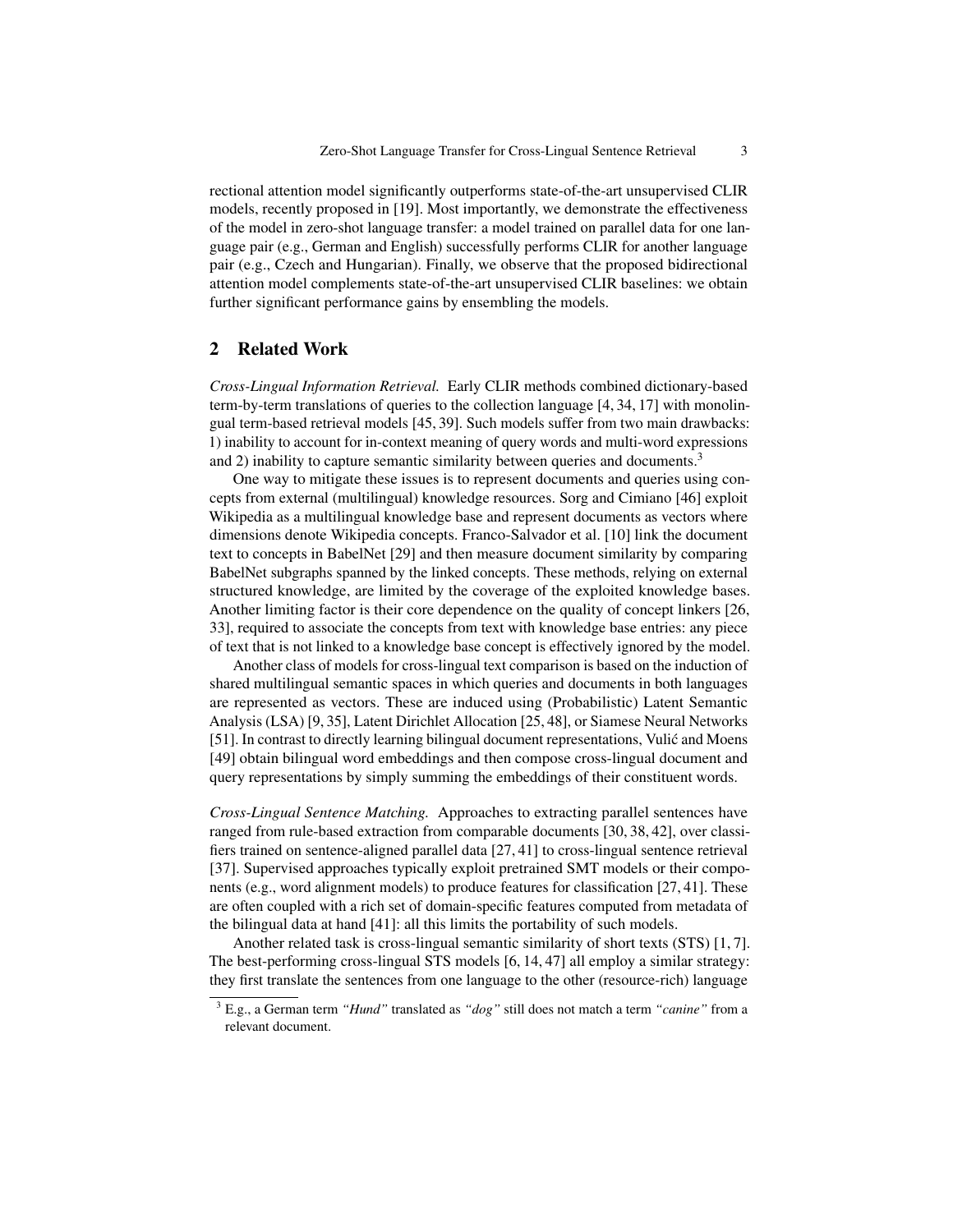rectional attention model significantly outperforms state-of-the-art unsupervised CLIR models, recently proposed in [19]. Most importantly, we demonstrate the effectiveness of the model in zero-shot language transfer: a model trained on parallel data for one language pair (e.g., German and English) successfully performs CLIR for another language pair (e.g., Czech and Hungarian). Finally, we observe that the proposed bidirectional attention model complements state-of-the-art unsupervised CLIR baselines: we obtain further significant performance gains by ensembling the models.

## 2 Related Work

*Cross-Lingual Information Retrieval.* Early CLIR methods combined dictionary-based term-by-term translations of queries to the collection language [4, 34, 17] with monolingual term-based retrieval models [45, 39]. Such models suffer from two main drawbacks: 1) inability to account for in-context meaning of query words and multi-word expressions and 2) inability to capture semantic similarity between queries and documents.[3]

One way to mitigate these issues is to represent documents and queries using concepts from external (multilingual) knowledge resources. Sorg and Cimiano [46] exploit Wikipedia as a multilingual knowledge base and represent documents as vectors where dimensions denote Wikipedia concepts. Franco-Salvador et al. [10] link the document text to concepts in BabelNet [29] and then measure document similarity by comparing BabelNet subgraphs spanned by the linked concepts. These methods, relying on external structured knowledge, are limited by the coverage of the exploited knowledge bases. Another limiting factor is their core dependence on the quality of concept linkers [26, 33], required to associate the concepts from text with knowledge base entries: any piece of text that is not linked to a knowledge base concept is effectively ignored by the model.

Another class of models for cross-lingual text comparison is based on the induction of shared multilingual semantic spaces in which queries and documents in both languages are represented as vectors. These are induced using (Probabilistic) Latent Semantic Analysis (LSA) [9, 35], Latent Dirichlet Allocation [25, 48], or Siamese Neural Networks [51]. In contrast to directly learning bilingual document representations, Vulić and Moens [49] obtain bilingual word embeddings and then compose cross-lingual document and query representations by simply summing the embeddings of their constituent words.

*Cross-Lingual Sentence Matching.* Approaches to extracting parallel sentences have ranged from rule-based extraction from comparable documents [30, 38, 42], over classifiers trained on sentence-aligned parallel data [27, 41] to cross-lingual sentence retrieval [37]. Supervised approaches typically exploit pretrained SMT models or their components (e.g., word alignment models) to produce features for classification [27, 41]. These are often coupled with a rich set of domain-specific features computed from metadata of the bilingual data at hand [41]: all this limits the portability of such models.

Another related task is cross-lingual semantic similarity of short texts (STS) [1, 7]. The best-performing cross-lingual STS models [6, 14, 47] all employ a similar strategy: they first translate the sentences from one language to the other (resource-rich) language

[3] E.g., a German term *"Hund"* translated as *"dog"* still does not match a term *"canine"* from a relevant document.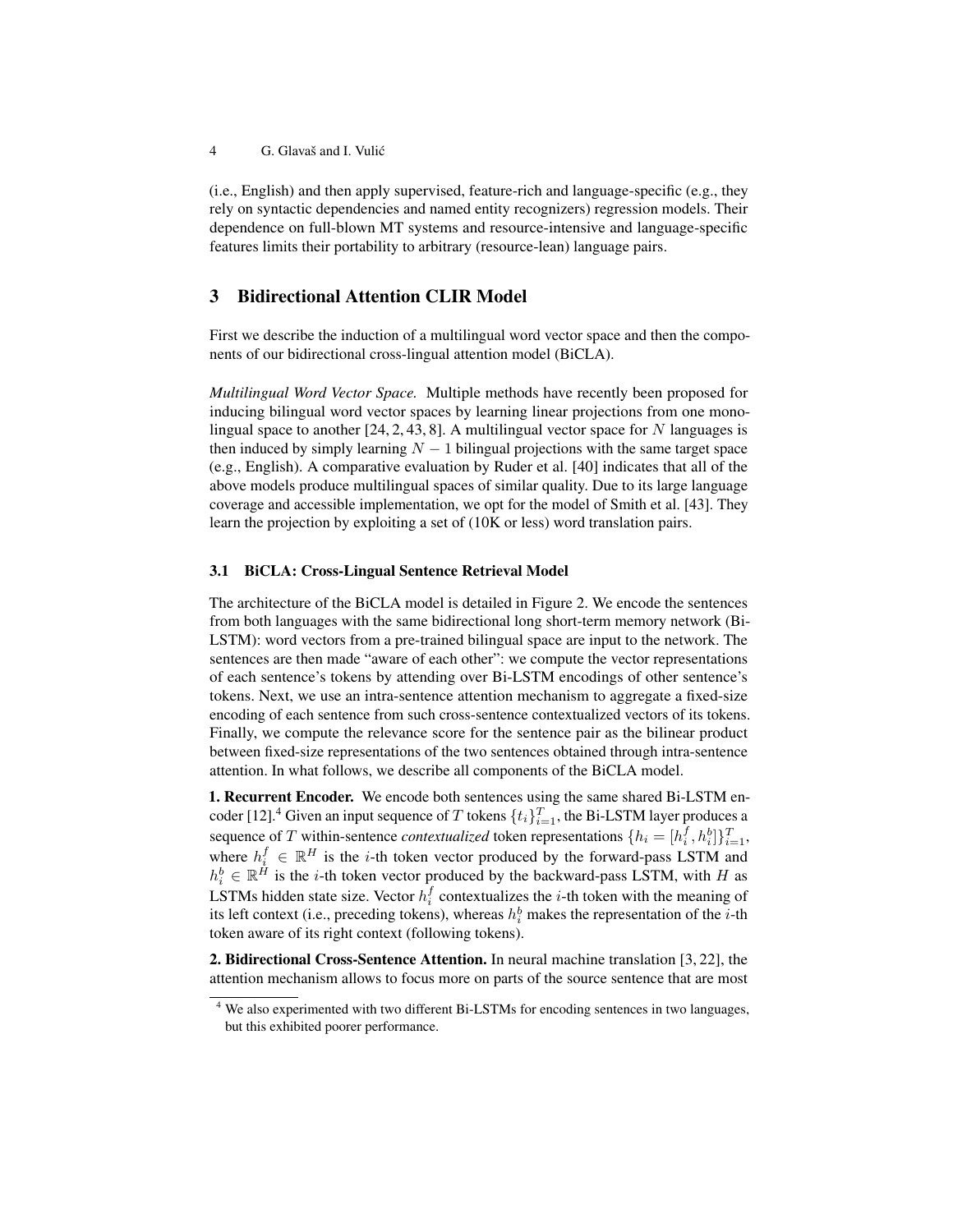(i.e., English) and then apply supervised, feature-rich and language-specific (e.g., they rely on syntactic dependencies and named entity recognizers) regression models. Their dependence on full-blown MT systems and resource-intensive and language-specific features limits their portability to arbitrary (resource-lean) language pairs.

## 3 Bidirectional Attention CLIR Model

First we describe the induction of a multilingual word vector space and then the components of our bidirectional cross-lingual attention model (BiCLA).

*Multilingual Word Vector Space.* Multiple methods have recently been proposed for inducing bilingual word vector spaces by learning linear projections from one monolingual space to another [24, 2, 43, 8]. A multilingual vector space for $N$ languages is then induced by simply learning $N-1$ bilingual projections with the same target space (e.g., English). A comparative evaluation by Ruder et al. [40] indicates that all of the above models produce multilingual spaces of similar quality. Due to its large language coverage and accessible implementation, we opt for the model of Smith et al. [43]. They learn the projection by exploiting a set of (10K or less) word translation pairs.

### 3.1 BiCLA: Cross-Lingual Sentence Retrieval Model

The architecture of the BiCLA model is detailed in Figure 2. We encode the sentences from both languages with the same bidirectional long short-term memory network (Bi-LSTM): word vectors from a pre-trained bilingual space are input to the network. The sentences are then made "aware of each other": we compute the vector representations of each sentence's tokens by attending over Bi-LSTM encodings of other sentence's tokens. Next, we use an intra-sentence attention mechanism to aggregate a fixed-size encoding of each sentence from such cross-sentence contextualized vectors of its tokens. Finally, we compute the relevance score for the sentence pair as the bilinear product between fixed-size representations of the two sentences obtained through intra-sentence attention. In what follows, we describe all components of the BiCLA model.

**1. Recurrent Encoder.** We encode both sentences using the same shared Bi-LSTM encoder [12].[4] Given an input sequence of $T$ tokens $\{t_i\}_{i=1}^{T}$, the Bi-LSTM layer produces a sequence of $T$ within-sentence *contextualized* token representations $\{h_i = [h_i^f, h_i^b]\}_{i=1}^{T}$, where $h_i^f \in \mathbb{R}^H$ is the $i$-th token vector produced by the forward-pass LSTM and $h_i^b \in \mathbb{R}^H$ is the $i$-th token vector produced by the backward-pass LSTM, with $H$ as LSTMs hidden state size. Vector $h_i^f$ contextualizes the $i$-th token with the meaning of its left context (i.e., preceding tokens), whereas $h_i^b$ makes the representation of the $i$-th token aware of its right context (following tokens).

**2. Bidirectional Cross-Sentence Attention.** In neural machine translation [3, 22], the attention mechanism allows to focus more on parts of the source sentence that are most

[4] We also experimented with two different Bi-LSTMs for encoding sentences in two languages, but this exhibited poorer performance.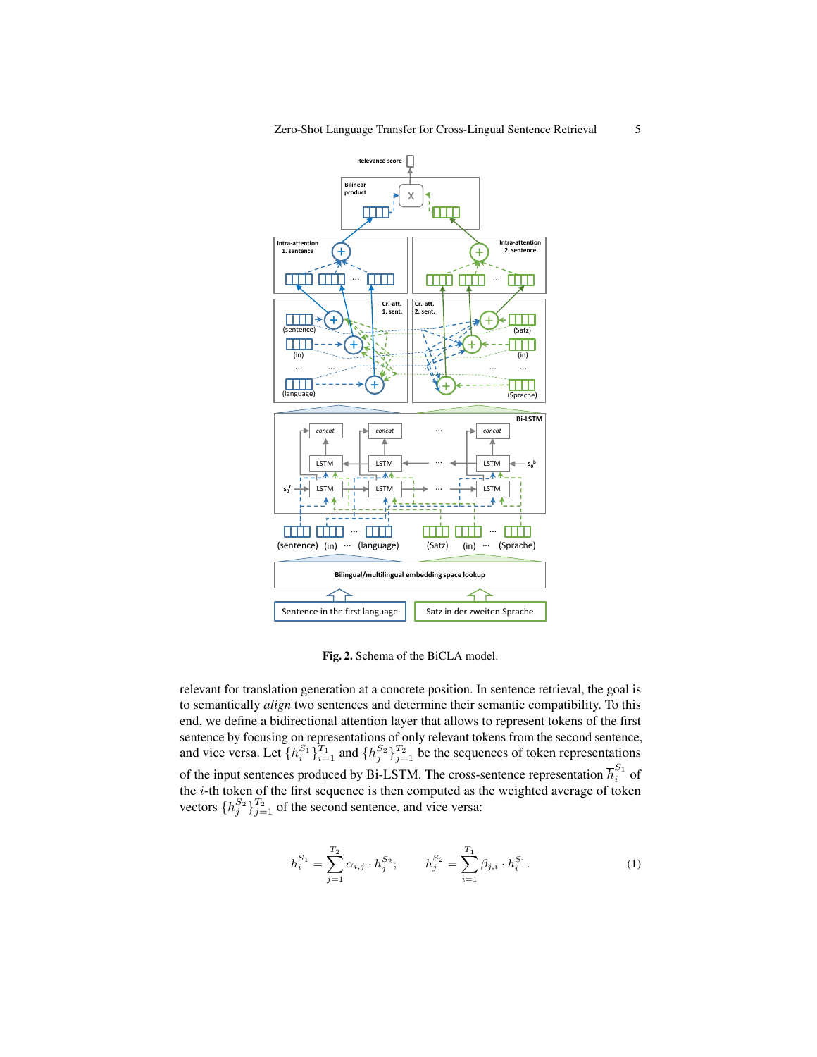**Fig. 2.** Schema of the BiCLA model.

relevant for translation generation at a concrete position. In sentence retrieval, the goal is to semantically *align* two sentences and determine their semantic compatibility. To this end, we define a bidirectional attention layer that allows to represent tokens of the first sentence by focusing on representations of only relevant tokens from the second sentence, and vice versa. Let $\{h_i^{S_1}\}_{i=1}^{T_1}$ and $\{h_j^{S_2}\}_{j=1}^{T_2}$ be the sequences of token representations of the input sentences produced by Bi-LSTM. The cross-sentence representation $\overline{h}_i^{S_1}$ of the $i$-th token of the first sequence is then computed as the weighted average of token vectors $\{h_j^{S_2}\}_{j=1}^{T_2}$ of the second sentence, and vice versa:

$$\overline{h}_i^{S_1} = \sum_{j=1}^{T_2} \alpha_{i,j} \cdot h_j^{S_2}; \qquad \overline{h}_j^{S_2} = \sum_{i=1}^{T_1} \beta_{j,i} \cdot h_i^{S_1}. \tag{1}$$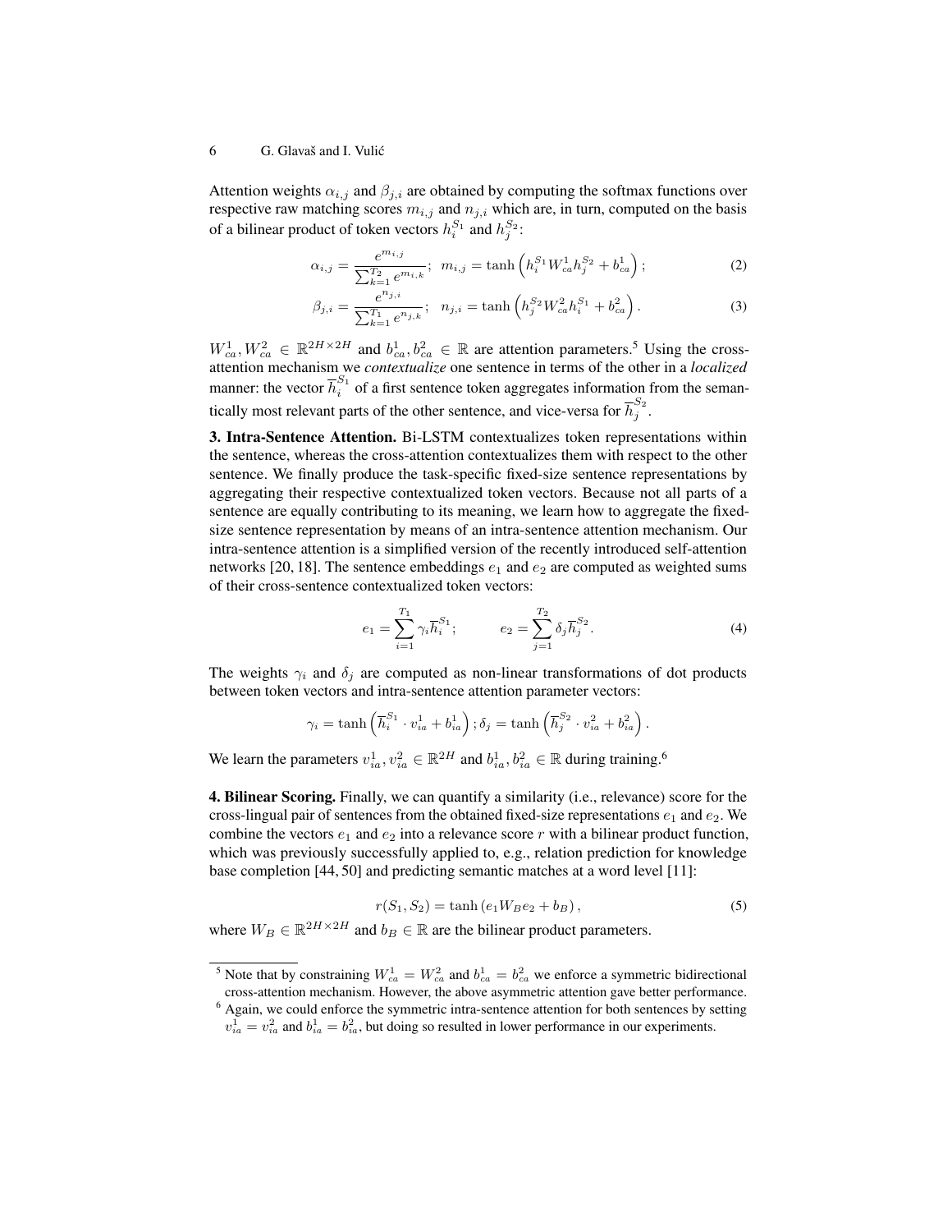Attention weights $\alpha_{i,j}$ and $\beta_{j,i}$ are obtained by computing the softmax functions over respective raw matching scores $m_{i,j}$ and $n_{j,i}$ which are, in turn, computed on the basis of a bilinear product of token vectors $h_i^{S_1}$ and $h_j^{S_2}$:

$$\alpha_{i,j} = \frac{e^{m_{i,j}}}{\sum_{k=1}^{T_2} e^{m_{i,k}}};\;\; m_{i,j} = \tanh\left(h_i^{S_1} W_{ca}^1 h_j^{S_2} + b_{ca}^1\right); \tag{2}$$

$$\beta_{j,i} = \frac{e^{n_{j,i}}}{\sum_{k=1}^{T_1} e^{n_{j,k}}};\;\; n_{j,i} = \tanh\left(h_j^{S_2} W_{ca}^2 h_i^{S_1} + b_{ca}^2\right). \tag{3}$$

$W_{ca}^1, W_{ca}^2 \in \mathbb{R}^{2H \times 2H}$ and $b_{ca}^1, b_{ca}^2 \in \mathbb{R}$ are attention parameters.[5] Using the cross-attention mechanism we *contextualize* one sentence in terms of the other in a *localized* manner: the vector $\overline{h}_i^{S_1}$ of a first sentence token aggregates information from the semantically most relevant parts of the other sentence, and vice-versa for $\overline{h}_j^{S_2}$.

**3. Intra-Sentence Attention.** Bi-LSTM contextualizes token representations within the sentence, whereas the cross-attention contextualizes them with respect to the other sentence. We finally produce the task-specific fixed-size sentence representations by aggregating their respective contextualized token vectors. Because not all parts of a sentence are equally contributing to its meaning, we learn how to aggregate the fixed-size sentence representation by means of an intra-sentence attention mechanism. Our intra-sentence attention is a simplified version of the recently introduced self-attention networks [20, 18]. The sentence embeddings $e_1$ and $e_2$ are computed as weighted sums of their cross-sentence contextualized token vectors:

$$e_1 = \sum_{i=1}^{T_1} \gamma_i \overline{h}_i^{S_1}; \qquad e_2 = \sum_{j=1}^{T_2} \delta_j \overline{h}_j^{S_2}. \tag{4}$$

The weights $\gamma_i$ and $\delta_j$ are computed as non-linear transformations of dot products between token vectors and intra-sentence attention parameter vectors:

$$\gamma_i = \tanh\left(\overline{h}_i^{S_1} \cdot v_{ia}^1 + b_{ia}^1\right); \delta_j = \tanh\left(\overline{h}_j^{S_2} \cdot v_{ia}^2 + b_{ia}^2\right).$$

We learn the parameters $v_{ia}^1, v_{ia}^2 \in \mathbb{R}^{2H}$ and $b_{ia}^1, b_{ia}^2 \in \mathbb{R}$ during training.[6]

**4. Bilinear Scoring.** Finally, we can quantify a similarity (i.e., relevance) score for the cross-lingual pair of sentences from the obtained fixed-size representations $e_1$ and $e_2$. We combine the vectors $e_1$ and $e_2$ into a relevance score $r$ with a bilinear product function, which was previously successfully applied to, e.g., relation prediction for knowledge base completion [44, 50] and predicting semantic matches at a word level [11]:

$$r(S_1, S_2) = \tanh\left(e_1 W_B e_2 + b_B\right), \tag{5}$$

where $W_B \in \mathbb{R}^{2H \times 2H}$ and $b_B \in \mathbb{R}$ are the bilinear product parameters.

---

[5] Note that by constraining $W_{ca}^1 = W_{ca}^2$ and $b_{ca}^1 = b_{ca}^2$ we enforce a symmetric bidirectional cross-attention mechanism. However, the above asymmetric attention gave better performance.

[6] Again, we could enforce the symmetric intra-sentence attention for both sentences by setting $v_{ia}^1 = v_{ia}^2$ and $b_{ia}^1 = b_{ia}^2$, but doing so resulted in lower performance in our experiments.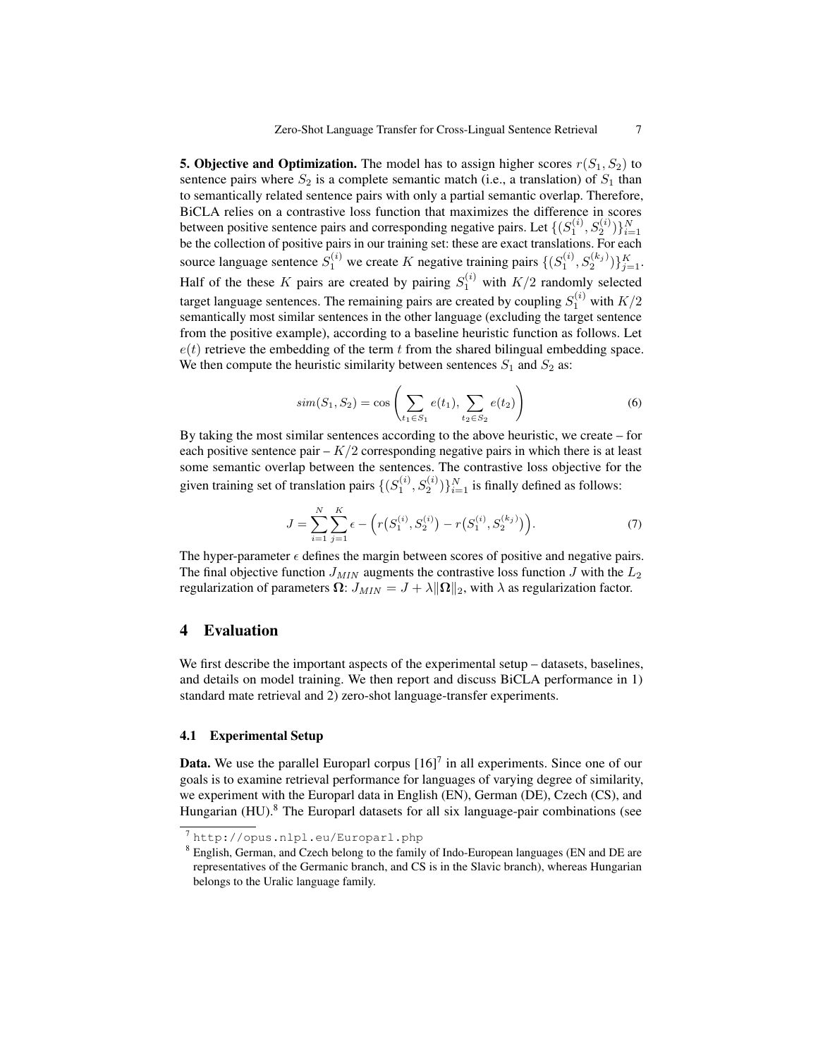**5. Objective and Optimization.** The model has to assign higher scores $r(S_1, S_2)$ to sentence pairs where $S_2$ is a complete semantic match (i.e., a translation) of $S_1$ than to semantically related sentence pairs with only a partial semantic overlap. Therefore, BiCLA relies on a contrastive loss function that maximizes the difference in scores between positive sentence pairs and corresponding negative pairs. Let $\{(S_1^{(i)}, S_2^{(i)})\}_{i=1}^N$ be the collection of positive pairs in our training set: these are exact translations. For each source language sentence $S_1^{(i)}$ we create $K$ negative training pairs $\{(S_1^{(i)}, S_2^{(k_j)})\}_{j=1}^K$. Half of the these $K$ pairs are created by pairing $S_1^{(i)}$ with $K/2$ randomly selected target language sentences. The remaining pairs are created by coupling $S_1^{(i)}$ with $K/2$ semantically most similar sentences in the other language (excluding the target sentence from the positive example), according to a baseline heuristic function as follows. Let $e(t)$ retrieve the embedding of the term $t$ from the shared bilingual embedding space. We then compute the heuristic similarity between sentences $S_1$ and $S_2$ as:

$$sim(S_1, S_2) = \cos\left(\sum_{t_1 \in S_1} e(t_1), \sum_{t_2 \in S_2} e(t_2)\right) \tag{6}$$

By taking the most similar sentences according to the above heuristic, we create – for each positive sentence pair – $K/2$ corresponding negative pairs in which there is at least some semantic overlap between the sentences. The contrastive loss objective for the given training set of translation pairs $\{(S_1^{(i)}, S_2^{(i)})\}_{i=1}^N$ is finally defined as follows:

$$J = \sum_{i=1}^{N}\sum_{j=1}^{K} \epsilon - \left(r\big(S_1^{(i)}, S_2^{(i)}\big) - r\big(S_1^{(i)}, S_2^{(k_j)}\big)\right). \tag{7}$$

The hyper-parameter $\epsilon$ defines the margin between scores of positive and negative pairs. The final objective function $J_{MIN}$ augments the contrastive loss function $J$ with the $L_2$ regularization of parameters $\mathbf{\Omega}$: $J_{MIN} = J + \lambda\|\mathbf{\Omega}\|_2$, with $\lambda$ as regularization factor.

## 4 Evaluation

We first describe the important aspects of the experimental setup – datasets, baselines, and details on model training. We then report and discuss BiCLA performance in 1) standard mate retrieval and 2) zero-shot language-transfer experiments.

### 4.1 Experimental Setup

**Data.** We use the parallel Europarl corpus [16][7] in all experiments. Since one of our goals is to examine retrieval performance for languages of varying degree of similarity, we experiment with the Europarl data in English (EN), German (DE), Czech (CS), and Hungarian (HU).[8] The Europarl datasets for all six language-pair combinations (see

[7] http://opus.nlpl.eu/Europarl.php

[8] English, German, and Czech belong to the family of Indo-European languages (EN and DE are representatives of the Germanic branch, and CS is in the Slavic branch), whereas Hungarian belongs to the Uralic language family.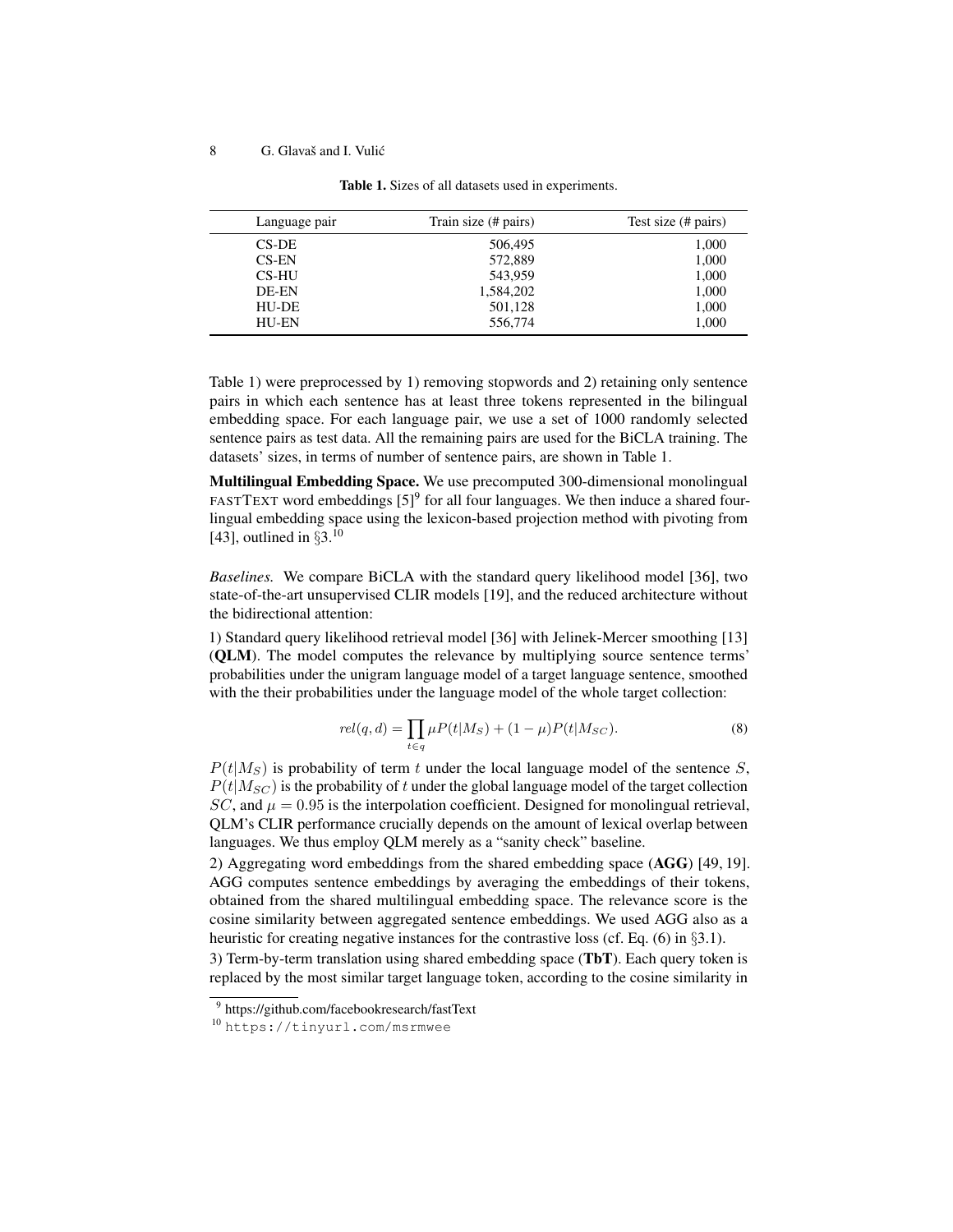Table 1. Sizes of all datasets used in experiments.

| Language pair | Train size (# pairs) | Test size (# pairs) |
|---|---|---|
| CS-DE | 506,495 | 1,000 |
| CS-EN | 572,889 | 1,000 |
| CS-HU | 543,959 | 1,000 |
| DE-EN | 1,584,202 | 1,000 |
| HU-DE | 501,128 | 1,000 |
| HU-EN | 556,774 | 1,000 |

Table 1) were preprocessed by 1) removing stopwords and 2) retaining only sentence pairs in which each sentence has at least three tokens represented in the bilingual embedding space. For each language pair, we use a set of 1000 randomly selected sentence pairs as test data. All the remaining pairs are used for the BiCLA training. The datasets' sizes, in terms of number of sentence pairs, are shown in Table 1.

**Multilingual Embedding Space.** We use precomputed 300-dimensional monolingual FASTTEXT word embeddings [5][9] for all four languages. We then induce a shared four-lingual embedding space using the lexicon-based projection method with pivoting from [43], outlined in §3.[10]

*Baselines.* We compare BiCLA with the standard query likelihood model [36], two state-of-the-art unsupervised CLIR models [19], and the reduced architecture without the bidirectional attention:

1) Standard query likelihood retrieval model [36] with Jelinek-Mercer smoothing [13] (**QLM**). The model computes the relevance by multiplying source sentence terms' probabilities under the unigram language model of a target language sentence, smoothed with the their probabilities under the language model of the whole target collection:

$$rel(q, d) = \prod_{t \in q} \mu P(t|M_S) + (1 - \mu) P(t|M_{SC}). \tag{8}$$

$P(t|M_S)$ is probability of term $t$ under the local language model of the sentence $S$, $P(t|M_{SC})$ is the probability of $t$ under the global language model of the target collection $SC$, and $\mu = 0.95$ is the interpolation coefficient. Designed for monolingual retrieval, QLM's CLIR performance crucially depends on the amount of lexical overlap between languages. We thus employ QLM merely as a "sanity check" baseline.

2) Aggregating word embeddings from the shared embedding space (**AGG**) [49, 19]. AGG computes sentence embeddings by averaging the embeddings of their tokens, obtained from the shared multilingual embedding space. The relevance score is the cosine similarity between aggregated sentence embeddings. We used AGG also as a heuristic for creating negative instances for the contrastive loss (cf. Eq. (6) in §3.1).

3) Term-by-term translation using shared embedding space (**TbT**). Each query token is replaced by the most similar target language token, according to the cosine similarity in

[9] https://github.com/facebookresearch/fastText

[10] https://tinyurl.com/msrmwee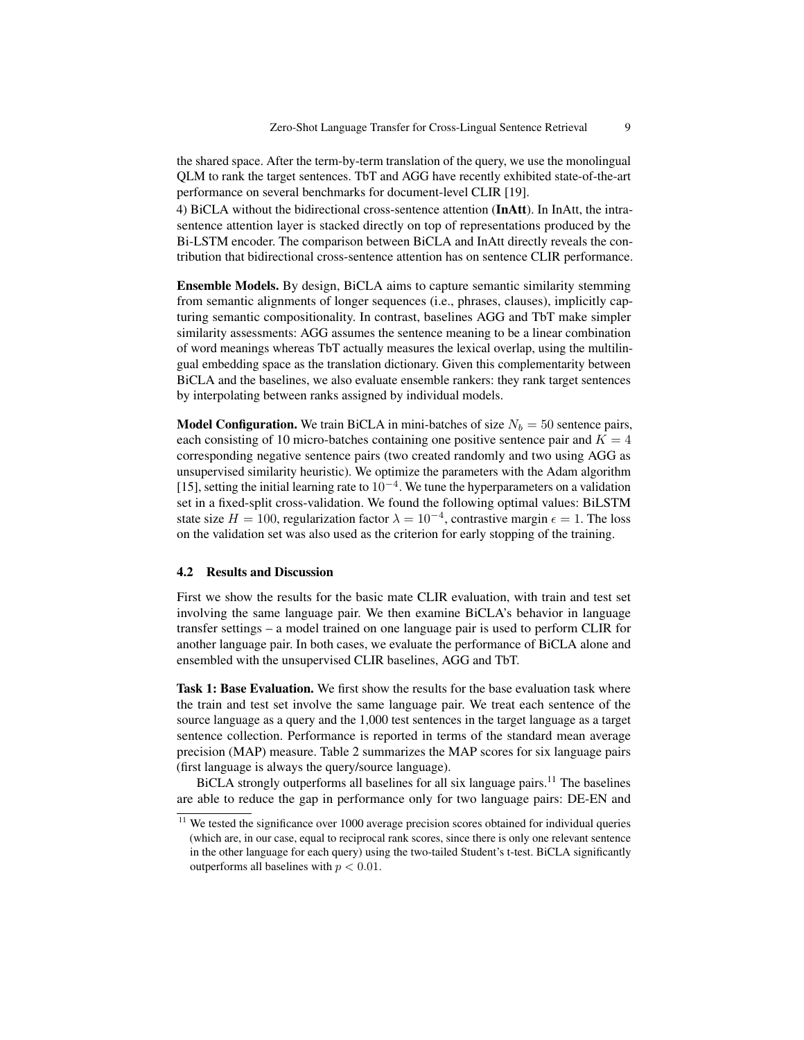the shared space. After the term-by-term translation of the query, we use the monolingual QLM to rank the target sentences. TbT and AGG have recently exhibited state-of-the-art performance on several benchmarks for document-level CLIR [19].

4) BiCLA without the bidirectional cross-sentence attention (**InAtt**). In InAtt, the intra-sentence attention layer is stacked directly on top of representations produced by the Bi-LSTM encoder. The comparison between BiCLA and InAtt directly reveals the contribution that bidirectional cross-sentence attention has on sentence CLIR performance.

**Ensemble Models.** By design, BiCLA aims to capture semantic similarity stemming from semantic alignments of longer sequences (i.e., phrases, clauses), implicitly capturing semantic compositionality. In contrast, baselines AGG and TbT make simpler similarity assessments: AGG assumes the sentence meaning to be a linear combination of word meanings whereas TbT actually measures the lexical overlap, using the multilingual embedding space as the translation dictionary. Given this complementarity between BiCLA and the baselines, we also evaluate ensemble rankers: they rank target sentences by interpolating between ranks assigned by individual models.

**Model Configuration.** We train BiCLA in mini-batches of size $N_b = 50$ sentence pairs, each consisting of 10 micro-batches containing one positive sentence pair and $K = 4$ corresponding negative sentence pairs (two created randomly and two using AGG as unsupervised similarity heuristic). We optimize the parameters with the Adam algorithm [15], setting the initial learning rate to $10^{-4}$. We tune the hyperparameters on a validation set in a fixed-split cross-validation. We found the following optimal values: BiLSTM state size $H = 100$, regularization factor $\lambda = 10^{-4}$, contrastive margin $\epsilon = 1$. The loss on the validation set was also used as the criterion for early stopping of the training.

### 4.2 Results and Discussion

First we show the results for the basic mate CLIR evaluation, with train and test set involving the same language pair. We then examine BiCLA's behavior in language transfer settings – a model trained on one language pair is used to perform CLIR for another language pair. In both cases, we evaluate the performance of BiCLA alone and ensembled with the unsupervised CLIR baselines, AGG and TbT.

**Task 1: Base Evaluation.** We first show the results for the base evaluation task where the train and test set involve the same language pair. We treat each sentence of the source language as a query and the 1,000 test sentences in the target language as a target sentence collection. Performance is reported in terms of the standard mean average precision (MAP) measure. Table 2 summarizes the MAP scores for six language pairs (first language is always the query/source language).

BiCLA strongly outperforms all baselines for all six language pairs.[11] The baselines are able to reduce the gap in performance only for two language pairs: DE-EN and

[11] We tested the significance over 1000 average precision scores obtained for individual queries (which are, in our case, equal to reciprocal rank scores, since there is only one relevant sentence in the other language for each query) using the two-tailed Student's t-test. BiCLA significantly outperforms all baselines with $p < 0.01$.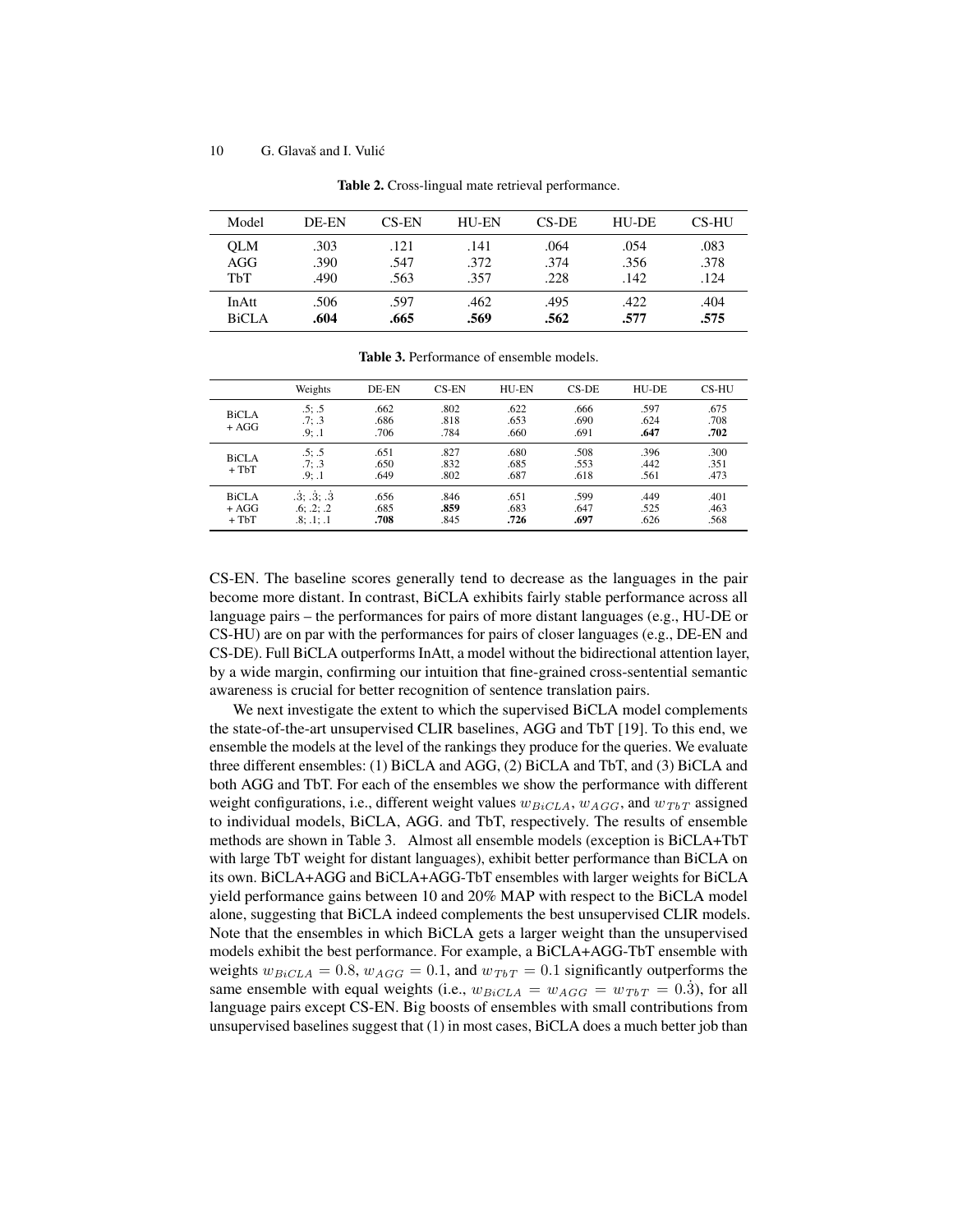**Table 2.** Cross-lingual mate retrieval performance.

| Model | DE-EN | CS-EN | HU-EN | CS-DE | HU-DE | CS-HU |
|---|---|---|---|---|---|---|
| QLM | .303 | .121 | .141 | .064 | .054 | .083 |
| AGG | .390 | .547 | .372 | .374 | .356 | .378 |
| TbT | .490 | .563 | .357 | .228 | .142 | .124 |
| InAtt | .506 | .597 | .462 | .495 | .422 | .404 |
| BiCLA | **.604** | **.665** | **.569** | **.562** | **.577** | **.575** |

**Table 3.** Performance of ensemble models.

| | Weights | DE-EN | CS-EN | HU-EN | CS-DE | HU-DE | CS-HU |
|---|---|---|---|---|---|---|---|
| BiCLA + AGG | .5; .5 | .662 | .802 | .622 | .666 | .597 | .675 |
| | .7; .3 | .686 | .818 | .653 | .690 | .624 | .708 |
| | .9; .1 | .706 | .784 | .660 | .691 | **.647** | **.702** |
| BiCLA + TbT | .5; .5 | .651 | .827 | .680 | .508 | .396 | .300 |
| | .7; .3 | .650 | .832 | .685 | .553 | .442 | .351 |
| | .9; .1 | .649 | .802 | .687 | .618 | .561 | .473 |
| BiCLA + AGG + TbT | $.\dot{3}$; $.\dot{3}$; $.\dot{3}$ | .656 | .846 | .651 | .599 | .449 | .401 |
| | .6; .2; .2 | .685 | **.859** | .683 | .647 | .525 | .463 |
| | .8; .1; .1 | **.708** | .845 | **.726** | **.697** | .626 | .568 |

CS-EN. The baseline scores generally tend to decrease as the languages in the pair become more distant. In contrast, BiCLA exhibits fairly stable performance across all language pairs – the performances for pairs of more distant languages (e.g., HU-DE or CS-HU) are on par with the performances for pairs of closer languages (e.g., DE-EN and CS-DE). Full BiCLA outperforms InAtt, a model without the bidirectional attention layer, by a wide margin, confirming our intuition that fine-grained cross-sentential semantic awareness is crucial for better recognition of sentence translation pairs.

We next investigate the extent to which the supervised BiCLA model complements the state-of-the-art unsupervised CLIR baselines, AGG and TbT [19]. To this end, we ensemble the models at the level of the rankings they produce for the queries. We evaluate three different ensembles: (1) BiCLA and AGG, (2) BiCLA and TbT, and (3) BiCLA and both AGG and TbT. For each of the ensembles we show the performance with different weight configurations, i.e., different weight values $w_{BiCLA}$, $w_{AGG}$, and $w_{TbT}$ assigned to individual models, BiCLA, AGG. and TbT, respectively. The results of ensemble methods are shown in Table 3. Almost all ensemble models (exception is BiCLA+TbT with large TbT weight for distant languages), exhibit better performance than BiCLA on its own. BiCLA+AGG and BiCLA+AGG-TbT ensembles with larger weights for BiCLA yield performance gains between 10 and 20% MAP with respect to the BiCLA model alone, suggesting that BiCLA indeed complements the best unsupervised CLIR models. Note that the ensembles in which BiCLA gets a larger weight than the unsupervised models exhibit the best performance. For example, a BiCLA+AGG-TbT ensemble with weights $w_{BiCLA} = 0.8$, $w_{AGG} = 0.1$, and $w_{TbT} = 0.1$ significantly outperforms the same ensemble with equal weights (i.e., $w_{BiCLA} = w_{AGG} = w_{TbT} = 0.\dot{3}$), for all language pairs except CS-EN. Big boosts of ensembles with small contributions from unsupervised baselines suggest that (1) in most cases, BiCLA does a much better job than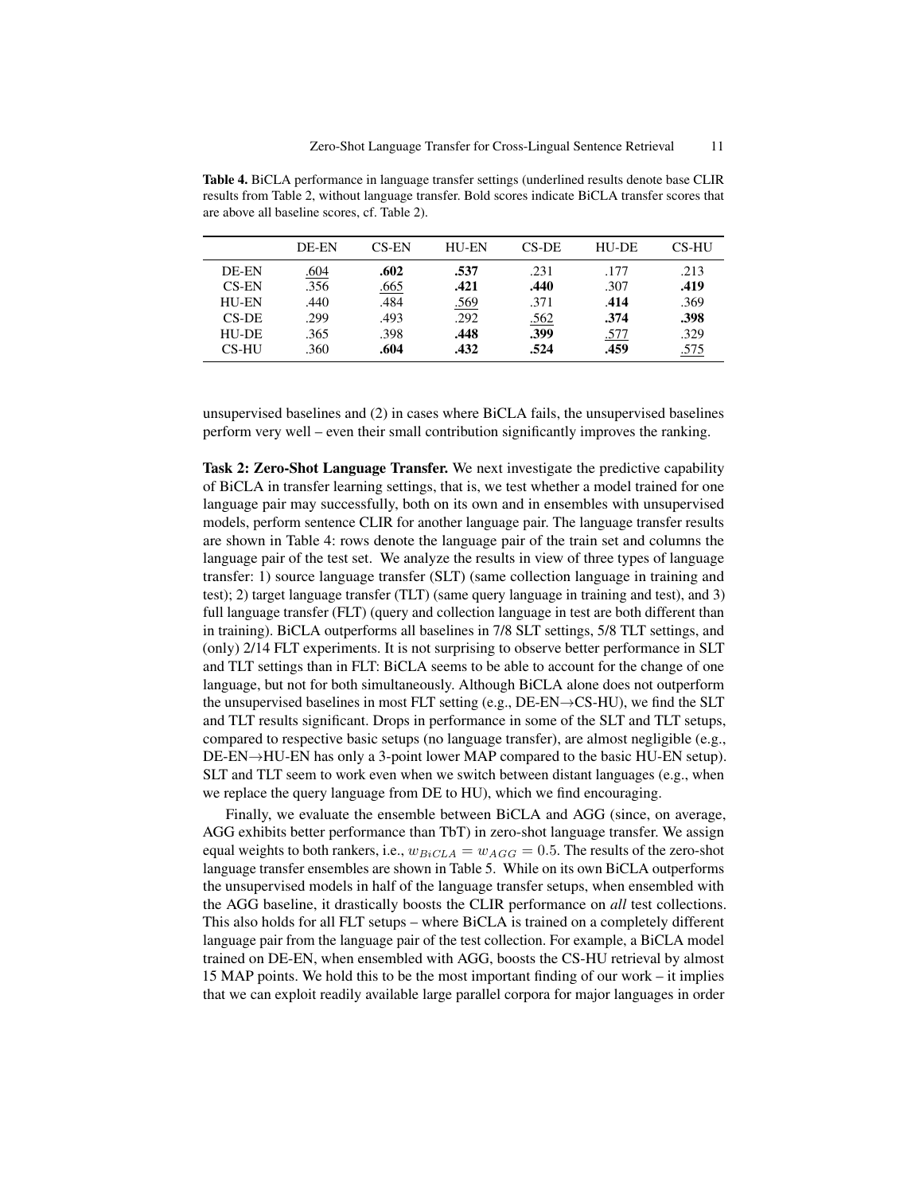**Table 4.** BiCLA performance in language transfer settings (underlined results denote base CLIR results from Table 2, without language transfer. Bold scores indicate BiCLA transfer scores that are above all baseline scores, cf. Table 2).

| | DE-EN | CS-EN | HU-EN | CS-DE | HU-DE | CS-HU |
|---|---|---|---|---|---|---|
| DE-EN | <u>.604</u> | **.602** | **.537** | .231 | .177 | .213 |
| CS-EN | .356 | <u>.665</u> | **.421** | **.440** | .307 | **.419** |
| HU-EN | .440 | .484 | <u>.569</u> | .371 | **.414** | .369 |
| CS-DE | .299 | .493 | .292 | <u>.562</u> | **.374** | **.398** |
| HU-DE | .365 | .398 | **.448** | **.399** | <u>.577</u> | .329 |
| CS-HU | .360 | **.604** | **.432** | **.524** | **.459** | <u>.575</u> |

unsupervised baselines and (2) in cases where BiCLA fails, the unsupervised baselines perform very well – even their small contribution significantly improves the ranking.

**Task 2: Zero-Shot Language Transfer.** We next investigate the predictive capability of BiCLA in transfer learning settings, that is, we test whether a model trained for one language pair may successfully, both on its own and in ensembles with unsupervised models, perform sentence CLIR for another language pair. The language transfer results are shown in Table 4: rows denote the language pair of the train set and columns the language pair of the test set. We analyze the results in view of three types of language transfer: 1) source language transfer (SLT) (same collection language in training and test); 2) target language transfer (TLT) (same query language in training and test), and 3) full language transfer (FLT) (query and collection language in test are both different than in training). BiCLA outperforms all baselines in 7/8 SLT settings, 5/8 TLT settings, and (only) 2/14 FLT experiments. It is not surprising to observe better performance in SLT and TLT settings than in FLT: BiCLA seems to be able to account for the change of one language, but not for both simultaneously. Although BiCLA alone does not outperform the unsupervised baselines in most FLT setting (e.g., DE-EN→CS-HU), we find the SLT and TLT results significant. Drops in performance in some of the SLT and TLT setups, compared to respective basic setups (no language transfer), are almost negligible (e.g., DE-EN→HU-EN has only a 3-point lower MAP compared to the basic HU-EN setup). SLT and TLT seem to work even when we switch between distant languages (e.g., when we replace the query language from DE to HU), which we find encouraging.

Finally, we evaluate the ensemble between BiCLA and AGG (since, on average, AGG exhibits better performance than TbT) in zero-shot language transfer. We assign equal weights to both rankers, i.e., $w_{BiCLA} = w_{AGG} = 0.5$. The results of the zero-shot language transfer ensembles are shown in Table 5. While on its own BiCLA outperforms the unsupervised models in half of the language transfer setups, when ensembled with the AGG baseline, it drastically boosts the CLIR performance on *all* test collections. This also holds for all FLT setups – where BiCLA is trained on a completely different language pair from the language pair of the test collection. For example, a BiCLA model trained on DE-EN, when ensembled with AGG, boosts the CS-HU retrieval by almost 15 MAP points. We hold this to be the most important finding of our work – it implies that we can exploit readily available large parallel corpora for major languages in order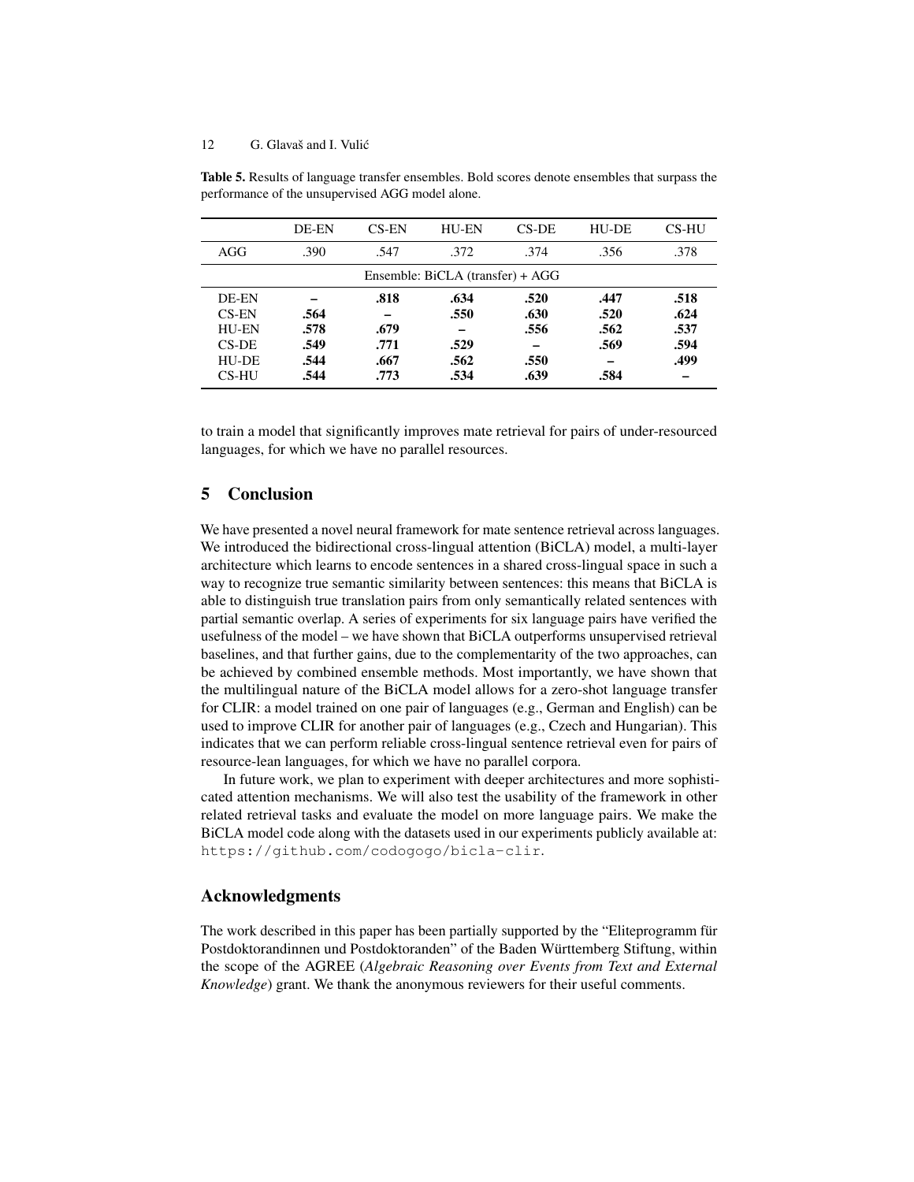**Table 5.** Results of language transfer ensembles. Bold scores denote ensembles that surpass the performance of the unsupervised AGG model alone.

| | DE-EN | CS-EN | HU-EN | CS-DE | HU-DE | CS-HU |
|---|---|---|---|---|---|---|
| AGG | .390 | .547 | .372 | .374 | .356 | .378 |
| Ensemble: BiCLA (transfer) + AGG | | | | | | |
| DE-EN | – | **.818** | **.634** | **.520** | **.447** | **.518** |
| CS-EN | **.564** | – | **.550** | **.630** | **.520** | **.624** |
| HU-EN | **.578** | **.679** | – | **.556** | **.562** | **.537** |
| CS-DE | **.549** | **.771** | **.529** | – | **.569** | **.594** |
| HU-DE | **.544** | **.667** | **.562** | **.550** | – | **.499** |
| CS-HU | **.544** | **.773** | **.534** | **.639** | **.584** | – |

to train a model that significantly improves mate retrieval for pairs of under-resourced languages, for which we have no parallel resources.

## 5 Conclusion

We have presented a novel neural framework for mate sentence retrieval across languages. We introduced the bidirectional cross-lingual attention (BiCLA) model, a multi-layer architecture which learns to encode sentences in a shared cross-lingual space in such a way to recognize true semantic similarity between sentences: this means that BiCLA is able to distinguish true translation pairs from only semantically related sentences with partial semantic overlap. A series of experiments for six language pairs have verified the usefulness of the model – we have shown that BiCLA outperforms unsupervised retrieval baselines, and that further gains, due to the complementarity of the two approaches, can be achieved by combined ensemble methods. Most importantly, we have shown that the multilingual nature of the BiCLA model allows for a zero-shot language transfer for CLIR: a model trained on one pair of languages (e.g., German and English) can be used to improve CLIR for another pair of languages (e.g., Czech and Hungarian). This indicates that we can perform reliable cross-lingual sentence retrieval even for pairs of resource-lean languages, for which we have no parallel corpora.

In future work, we plan to experiment with deeper architectures and more sophisticated attention mechanisms. We will also test the usability of the framework in other related retrieval tasks and evaluate the model on more language pairs. We make the BiCLA model code along with the datasets used in our experiments publicly available at: https://github.com/codogogo/bicla-clir.

## Acknowledgments

The work described in this paper has been partially supported by the "Eliteprogramm für Postdoktorandinnen und Postdoktoranden" of the Baden Württemberg Stiftung, within the scope of the AGREE (*Algebraic Reasoning over Events from Text and External Knowledge*) grant. We thank the anonymous reviewers for their useful comments.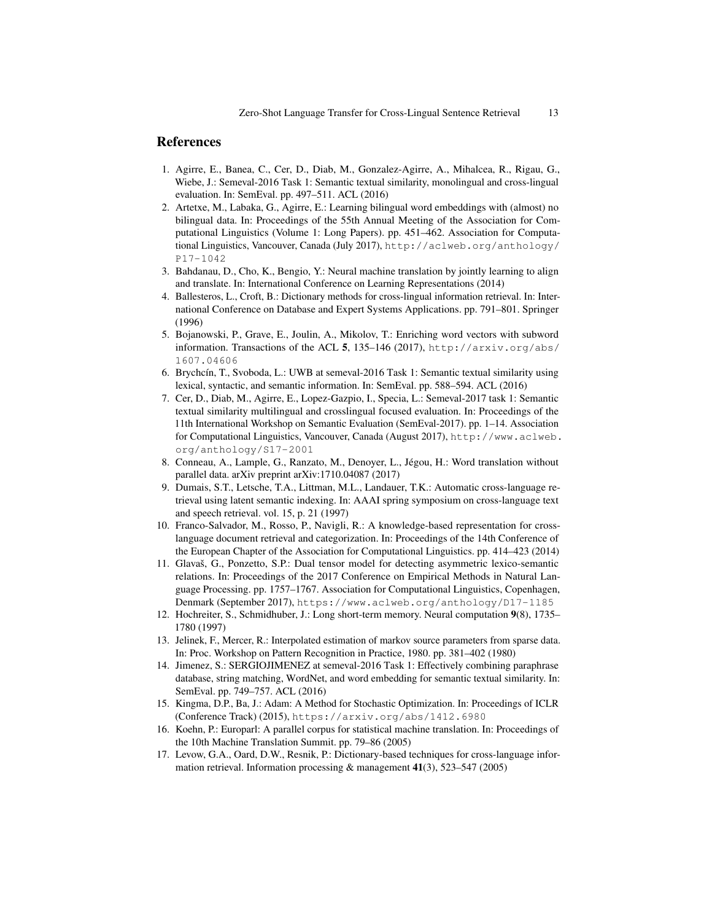## References

1. Agirre, E., Banea, C., Cer, D., Diab, M., Gonzalez-Agirre, A., Mihalcea, R., Rigau, G., Wiebe, J.: Semeval-2016 Task 1: Semantic textual similarity, monolingual and cross-lingual evaluation. In: SemEval. pp. 497–511. ACL (2016)
2. Artetxe, M., Labaka, G., Agirre, E.: Learning bilingual word embeddings with (almost) no bilingual data. In: Proceedings of the 55th Annual Meeting of the Association for Computational Linguistics (Volume 1: Long Papers). pp. 451–462. Association for Computational Linguistics, Vancouver, Canada (July 2017), `http://aclweb.org/anthology/P17-1042`
3. Bahdanau, D., Cho, K., Bengio, Y.: Neural machine translation by jointly learning to align and translate. In: International Conference on Learning Representations (2014)
4. Ballesteros, L., Croft, B.: Dictionary methods for cross-lingual information retrieval. In: International Conference on Database and Expert Systems Applications. pp. 791–801. Springer (1996)
5. Bojanowski, P., Grave, E., Joulin, A., Mikolov, T.: Enriching word vectors with subword information. Transactions of the ACL **5**, 135–146 (2017), `http://arxiv.org/abs/1607.04606`
6. Brychcín, T., Svoboda, L.: UWB at semeval-2016 Task 1: Semantic textual similarity using lexical, syntactic, and semantic information. In: SemEval. pp. 588–594. ACL (2016)
7. Cer, D., Diab, M., Agirre, E., Lopez-Gazpio, I., Specia, L.: Semeval-2017 task 1: Semantic textual similarity multilingual and crosslingual focused evaluation. In: Proceedings of the 11th International Workshop on Semantic Evaluation (SemEval-2017). pp. 1–14. Association for Computational Linguistics, Vancouver, Canada (August 2017), `http://www.aclweb.org/anthology/S17-2001`
8. Conneau, A., Lample, G., Ranzato, M., Denoyer, L., Jégou, H.: Word translation without parallel data. arXiv preprint arXiv:1710.04087 (2017)
9. Dumais, S.T., Letsche, T.A., Littman, M.L., Landauer, T.K.: Automatic cross-language retrieval using latent semantic indexing. In: AAAI spring symposium on cross-language text and speech retrieval. vol. 15, p. 21 (1997)
10. Franco-Salvador, M., Rosso, P., Navigli, R.: A knowledge-based representation for cross-language document retrieval and categorization. In: Proceedings of the 14th Conference of the European Chapter of the Association for Computational Linguistics. pp. 414–423 (2014)
11. Glavaš, G., Ponzetto, S.P.: Dual tensor model for detecting asymmetric lexico-semantic relations. In: Proceedings of the 2017 Conference on Empirical Methods in Natural Language Processing. pp. 1757–1767. Association for Computational Linguistics, Copenhagen, Denmark (September 2017), `https://www.aclweb.org/anthology/D17-1185`
12. Hochreiter, S., Schmidhuber, J.: Long short-term memory. Neural computation **9**(8), 1735–1780 (1997)
13. Jelinek, F., Mercer, R.: Interpolated estimation of markov source parameters from sparse data. In: Proc. Workshop on Pattern Recognition in Practice, 1980. pp. 381–402 (1980)
14. Jimenez, S.: SERGIOJIMENEZ at semeval-2016 Task 1: Effectively combining paraphrase database, string matching, WordNet, and word embedding for semantic textual similarity. In: SemEval. pp. 749–757. ACL (2016)
15. Kingma, D.P., Ba, J.: Adam: A Method for Stochastic Optimization. In: Proceedings of ICLR (Conference Track) (2015), `https://arxiv.org/abs/1412.6980`
16. Koehn, P.: Europarl: A parallel corpus for statistical machine translation. In: Proceedings of the 10th Machine Translation Summit. pp. 79–86 (2005)
17. Levow, G.A., Oard, D.W., Resnik, P.: Dictionary-based techniques for cross-language information retrieval. Information processing & management **41**(3), 523–547 (2005)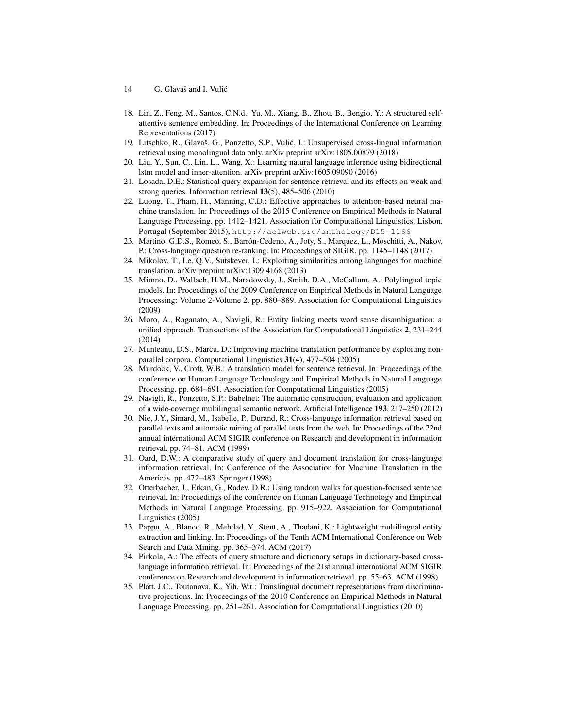18. Lin, Z., Feng, M., Santos, C.N.d., Yu, M., Xiang, B., Zhou, B., Bengio, Y.: A structured self-attentive sentence embedding. In: Proceedings of the International Conference on Learning Representations (2017)
19. Litschko, R., Glavaš, G., Ponzetto, S.P., Vulić, I.: Unsupervised cross-lingual information retrieval using monolingual data only. arXiv preprint arXiv:1805.00879 (2018)
20. Liu, Y., Sun, C., Lin, L., Wang, X.: Learning natural language inference using bidirectional lstm model and inner-attention. arXiv preprint arXiv:1605.09090 (2016)
21. Losada, D.E.: Statistical query expansion for sentence retrieval and its effects on weak and strong queries. Information retrieval **13**(5), 485–506 (2010)
22. Luong, T., Pham, H., Manning, C.D.: Effective approaches to attention-based neural machine translation. In: Proceedings of the 2015 Conference on Empirical Methods in Natural Language Processing. pp. 1412–1421. Association for Computational Linguistics, Lisbon, Portugal (September 2015), `http://aclweb.org/anthology/D15-1166`
23. Martino, G.D.S., Romeo, S., Barrón-Cedeno, A., Joty, S., Marquez, L., Moschitti, A., Nakov, P.: Cross-language question re-ranking. In: Proceedings of SIGIR. pp. 1145–1148 (2017)
24. Mikolov, T., Le, Q.V., Sutskever, I.: Exploiting similarities among languages for machine translation. arXiv preprint arXiv:1309.4168 (2013)
25. Mimno, D., Wallach, H.M., Naradowsky, J., Smith, D.A., McCallum, A.: Polylingual topic models. In: Proceedings of the 2009 Conference on Empirical Methods in Natural Language Processing: Volume 2-Volume 2. pp. 880–889. Association for Computational Linguistics (2009)
26. Moro, A., Raganato, A., Navigli, R.: Entity linking meets word sense disambiguation: a unified approach. Transactions of the Association for Computational Linguistics **2**, 231–244 (2014)
27. Munteanu, D.S., Marcu, D.: Improving machine translation performance by exploiting non-parallel corpora. Computational Linguistics **31**(4), 477–504 (2005)
28. Murdock, V., Croft, W.B.: A translation model for sentence retrieval. In: Proceedings of the conference on Human Language Technology and Empirical Methods in Natural Language Processing. pp. 684–691. Association for Computational Linguistics (2005)
29. Navigli, R., Ponzetto, S.P.: Babelnet: The automatic construction, evaluation and application of a wide-coverage multilingual semantic network. Artificial Intelligence **193**, 217–250 (2012)
30. Nie, J.Y., Simard, M., Isabelle, P., Durand, R.: Cross-language information retrieval based on parallel texts and automatic mining of parallel texts from the web. In: Proceedings of the 22nd annual international ACM SIGIR conference on Research and development in information retrieval. pp. 74–81. ACM (1999)
31. Oard, D.W.: A comparative study of query and document translation for cross-language information retrieval. In: Conference of the Association for Machine Translation in the Americas. pp. 472–483. Springer (1998)
32. Otterbacher, J., Erkan, G., Radev, D.R.: Using random walks for question-focused sentence retrieval. In: Proceedings of the conference on Human Language Technology and Empirical Methods in Natural Language Processing. pp. 915–922. Association for Computational Linguistics (2005)
33. Pappu, A., Blanco, R., Mehdad, Y., Stent, A., Thadani, K.: Lightweight multilingual entity extraction and linking. In: Proceedings of the Tenth ACM International Conference on Web Search and Data Mining. pp. 365–374. ACM (2017)
34. Pirkola, A.: The effects of query structure and dictionary setups in dictionary-based cross-language information retrieval. In: Proceedings of the 21st annual international ACM SIGIR conference on Research and development in information retrieval. pp. 55–63. ACM (1998)
35. Platt, J.C., Toutanova, K., Yih, W.t.: Translingual document representations from discriminative projections. In: Proceedings of the 2010 Conference on Empirical Methods in Natural Language Processing. pp. 251–261. Association for Computational Linguistics (2010)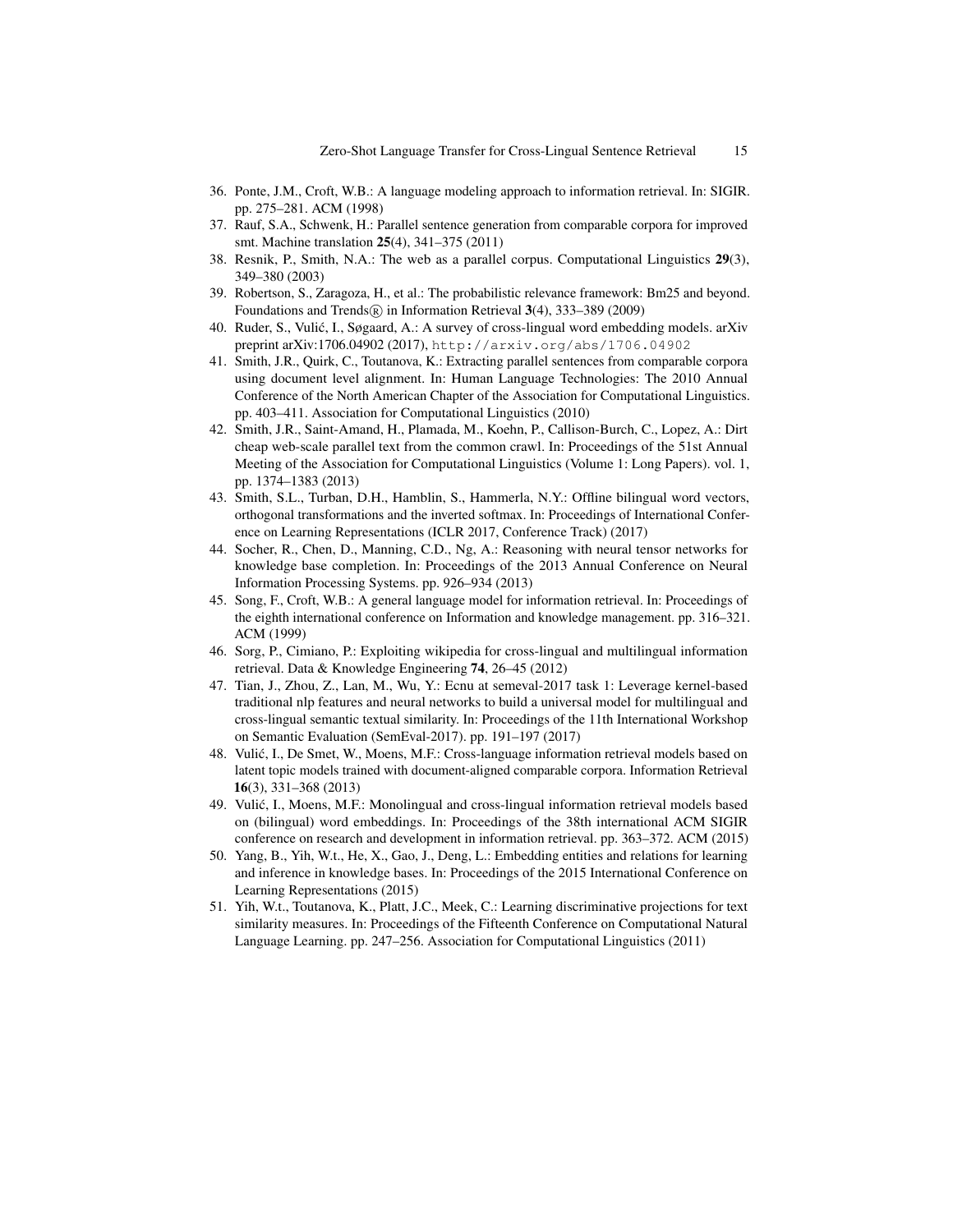36. Ponte, J.M., Croft, W.B.: A language modeling approach to information retrieval. In: SIGIR. pp. 275–281. ACM (1998)
37. Rauf, S.A., Schwenk, H.: Parallel sentence generation from comparable corpora for improved smt. Machine translation **25**(4), 341–375 (2011)
38. Resnik, P., Smith, N.A.: The web as a parallel corpus. Computational Linguistics **29**(3), 349–380 (2003)
39. Robertson, S., Zaragoza, H., et al.: The probabilistic relevance framework: Bm25 and beyond. Foundations and Trends® in Information Retrieval **3**(4), 333–389 (2009)
40. Ruder, S., Vulić, I., Søgaard, A.: A survey of cross-lingual word embedding models. arXiv preprint arXiv:1706.04902 (2017), `http://arxiv.org/abs/1706.04902`
41. Smith, J.R., Quirk, C., Toutanova, K.: Extracting parallel sentences from comparable corpora using document level alignment. In: Human Language Technologies: The 2010 Annual Conference of the North American Chapter of the Association for Computational Linguistics. pp. 403–411. Association for Computational Linguistics (2010)
42. Smith, J.R., Saint-Amand, H., Plamada, M., Koehn, P., Callison-Burch, C., Lopez, A.: Dirt cheap web-scale parallel text from the common crawl. In: Proceedings of the 51st Annual Meeting of the Association for Computational Linguistics (Volume 1: Long Papers). vol. 1, pp. 1374–1383 (2013)
43. Smith, S.L., Turban, D.H., Hamblin, S., Hammerla, N.Y.: Offline bilingual word vectors, orthogonal transformations and the inverted softmax. In: Proceedings of International Conference on Learning Representations (ICLR 2017, Conference Track) (2017)
44. Socher, R., Chen, D., Manning, C.D., Ng, A.: Reasoning with neural tensor networks for knowledge base completion. In: Proceedings of the 2013 Annual Conference on Neural Information Processing Systems. pp. 926–934 (2013)
45. Song, F., Croft, W.B.: A general language model for information retrieval. In: Proceedings of the eighth international conference on Information and knowledge management. pp. 316–321. ACM (1999)
46. Sorg, P., Cimiano, P.: Exploiting wikipedia for cross-lingual and multilingual information retrieval. Data & Knowledge Engineering **74**, 26–45 (2012)
47. Tian, J., Zhou, Z., Lan, M., Wu, Y.: Ecnu at semeval-2017 task 1: Leverage kernel-based traditional nlp features and neural networks to build a universal model for multilingual and cross-lingual semantic textual similarity. In: Proceedings of the 11th International Workshop on Semantic Evaluation (SemEval-2017). pp. 191–197 (2017)
48. Vulić, I., De Smet, W., Moens, M.F.: Cross-language information retrieval models based on latent topic models trained with document-aligned comparable corpora. Information Retrieval **16**(3), 331–368 (2013)
49. Vulić, I., Moens, M.F.: Monolingual and cross-lingual information retrieval models based on (bilingual) word embeddings. In: Proceedings of the 38th international ACM SIGIR conference on research and development in information retrieval. pp. 363–372. ACM (2015)
50. Yang, B., Yih, W.t., He, X., Gao, J., Deng, L.: Embedding entities and relations for learning and inference in knowledge bases. In: Proceedings of the 2015 International Conference on Learning Representations (2015)
51. Yih, W.t., Toutanova, K., Platt, J.C., Meek, C.: Learning discriminative projections for text similarity measures. In: Proceedings of the Fifteenth Conference on Computational Natural Language Learning. pp. 247–256. Association for Computational Linguistics (2011)